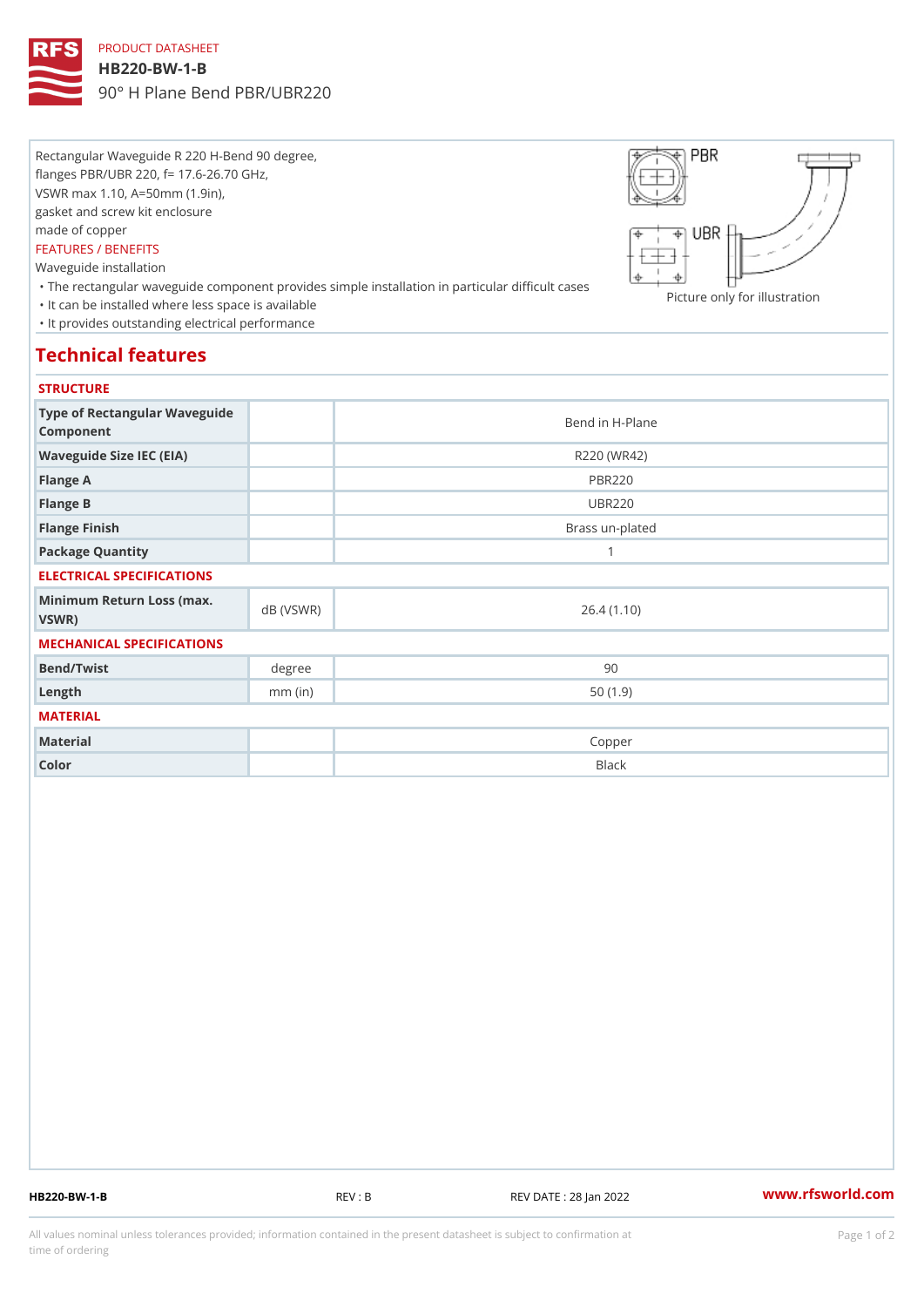PRODUCT DATASHEET

# HB220-BW-1-B

90° H Plane Bend PBR/UBR220

Rectangular Waveguide R 220 H-Bend 90 degree,
flanges PBR/UBR 220, f= 17.6-26.70 GHz,
VSWR max 1.10, A=50mm (1.9in),
gasket and screw kit enclosure
made of copper

FEATURES / BENEFITS

Waveguide installation

- The rectangular waveguide component provides simple installation in particular difficult cases
- It can be installed where less space is available
- It provides outstanding electrical performance

Picture only for illustration

## Technical features

### STRUCTURE

| | | |
|---|---|---|
| Type of Rectangular Waveguide Component | | Bend in H-Plane |
| Waveguide Size IEC (EIA) | | R220 (WR42) |
| Flange A | | PBR220 |
| Flange B | | UBR220 |
| Flange Finish | | Brass un-plated |
| Package Quantity | | 1 |

### ELECTRICAL SPECIFICATIONS

| | | |
|---|---|---|
| Minimum Return Loss (max. VSWR) | dB (VSWR) | 26.4 (1.10) |

### MECHANICAL SPECIFICATIONS

| | | |
|---|---|---|
| Bend/Twist | degree | 90 |
| Length | mm (in) | 50 (1.9) |

### MATERIAL

| | | |
|---|---|---|
| Material | | Copper |
| Color | | Black |

HB220-BW-1-B REV : B REV DATE : 28 Jan 2022 www.rfsworld.com

All values nominal unless tolerances provided; information contained in the present datasheet is subject to confirmation at time of ordering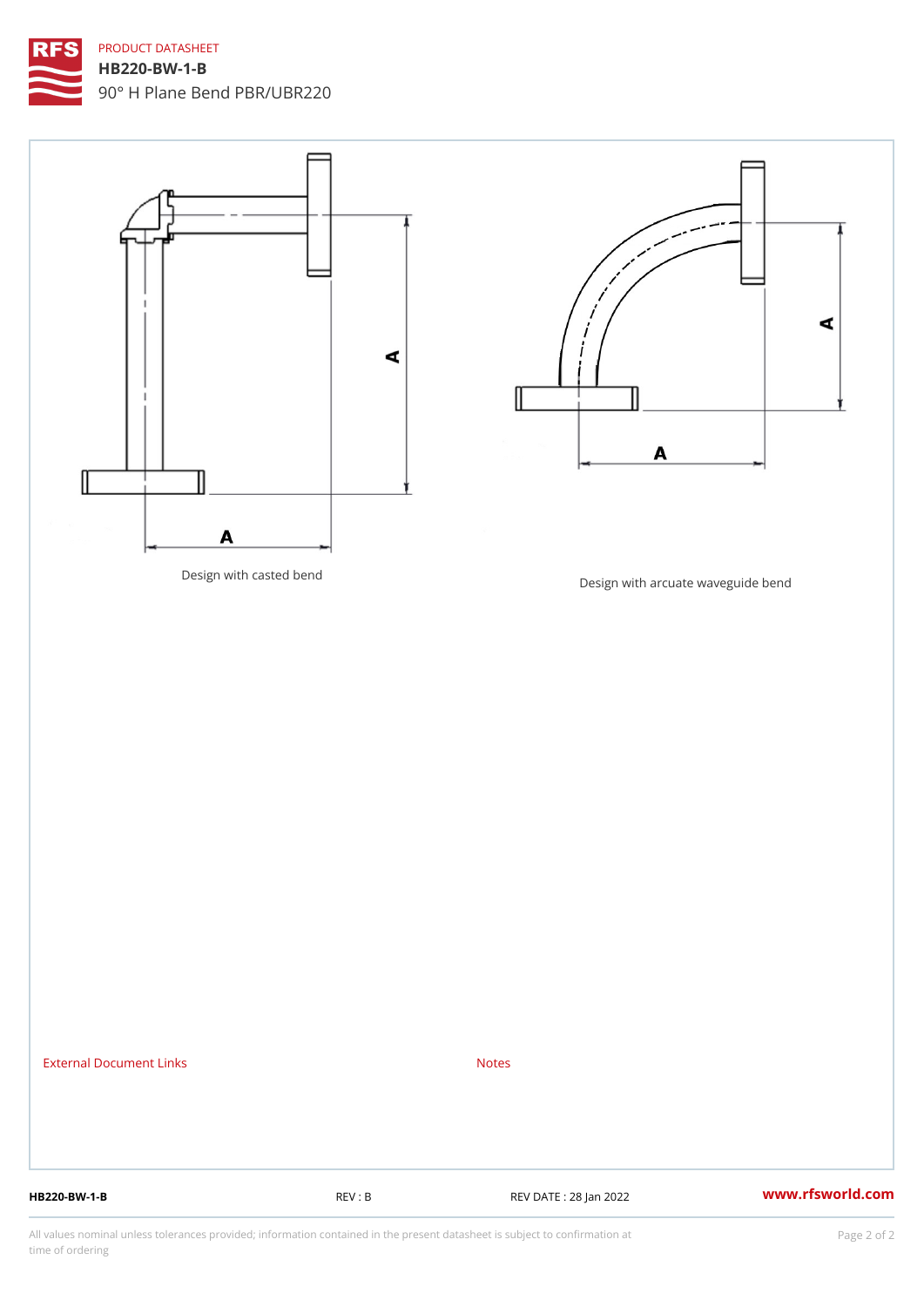A

A

Design with casted bend

A

A

Design with arcuate waveguide bend

External Document Links

Notes